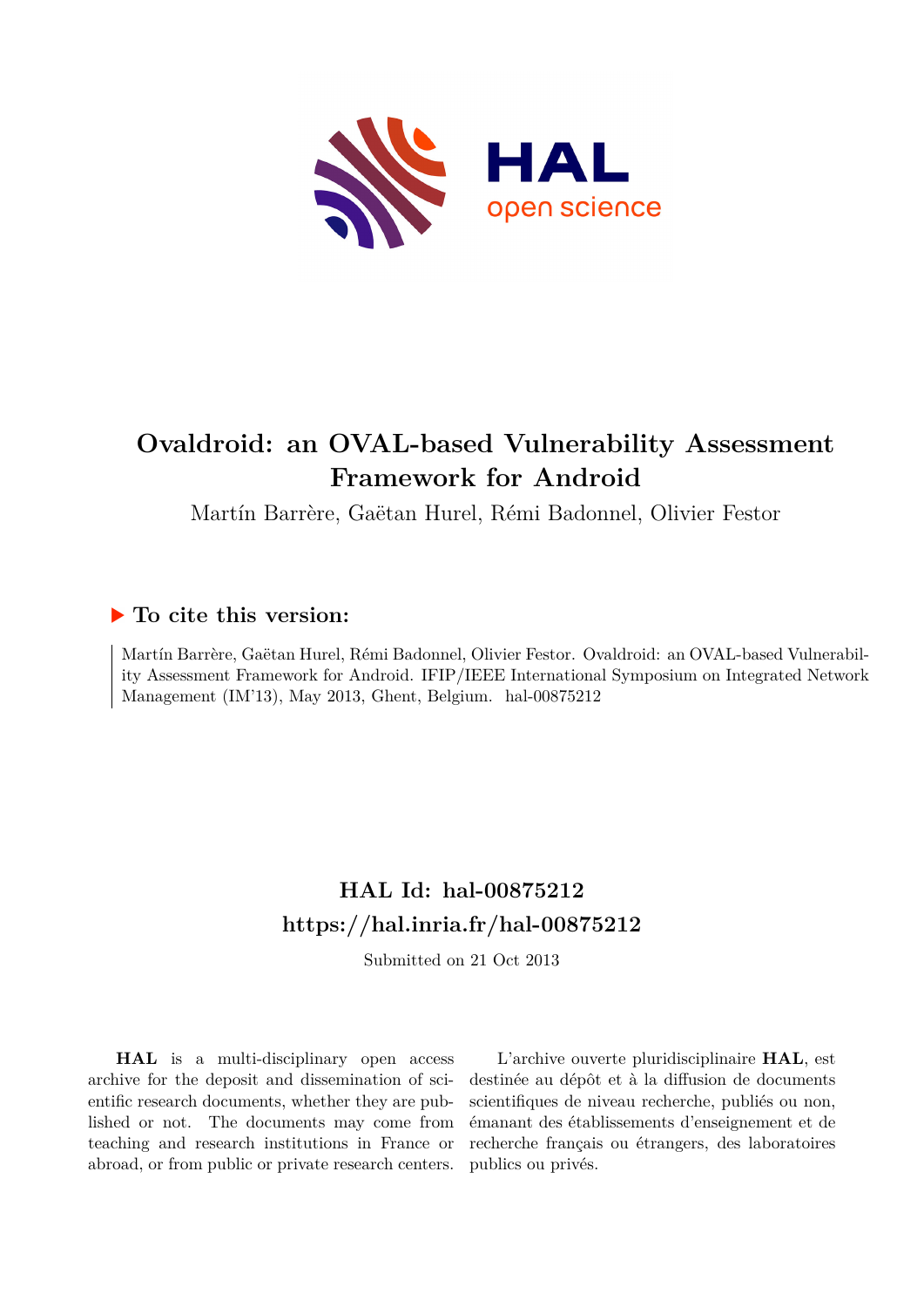# Ovaldroid: an OVAL-based Vulnerability Assessment Framework for Android

Martín Barrère, Gaëtan Hurel, Rémi Badonnel, Olivier Festor

## ▶ To cite this version:

Martín Barrère, Gaëtan Hurel, Rémi Badonnel, Olivier Festor. Ovaldroid: an OVAL-based Vulnerability Assessment Framework for Android. IFIP/IEEE International Symposium on Integrated Network Management (IM'13), May 2013, Ghent, Belgium. hal-00875212

## HAL Id: hal-00875212
## https://hal.inria.fr/hal-00875212

Submitted on 21 Oct 2013

**HAL** is a multi-disciplinary open access archive for the deposit and dissemination of scientific research documents, whether they are published or not. The documents may come from teaching and research institutions in France or abroad, or from public or private research centers.

L'archive ouverte pluridisciplinaire **HAL**, est destinée au dépôt et à la diffusion de documents scientifiques de niveau recherche, publiés ou non, émanant des établissements d'enseignement et de recherche français ou étrangers, des laboratoires publics ou privés.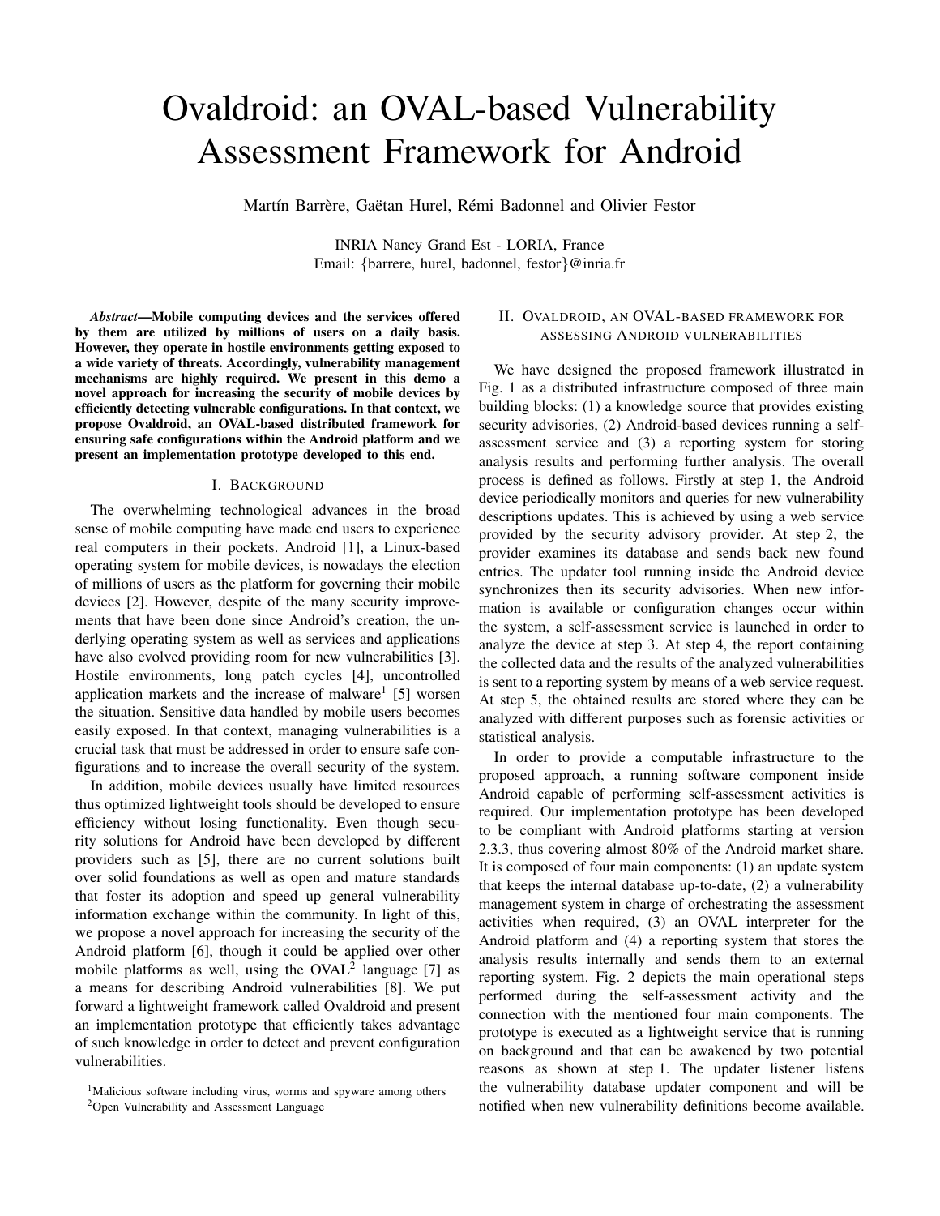# Ovaldroid: an OVAL-based Vulnerability Assessment Framework for Android

Martín Barrère, Gaëtan Hurel, Rémi Badonnel and Olivier Festor

INRIA Nancy Grand Est - LORIA, France
Email: {barrere, hurel, badonnel, festor}@inria.fr

***Abstract*—Mobile computing devices and the services offered by them are utilized by millions of users on a daily basis. However, they operate in hostile environments getting exposed to a wide variety of threats. Accordingly, vulnerability management mechanisms are highly required. We present in this demo a novel approach for increasing the security of mobile devices by efficiently detecting vulnerable configurations. In that context, we propose Ovaldroid, an OVAL-based distributed framework for ensuring safe configurations within the Android platform and we present an implementation prototype developed to this end.**

## I. Background

The overwhelming technological advances in the broad sense of mobile computing have made end users to experience real computers in their pockets. Android [1], a Linux-based operating system for mobile devices, is nowadays the election of millions of users as the platform for governing their mobile devices [2]. However, despite of the many security improvements that have been done since Android's creation, the underlying operating system as well as services and applications have also evolved providing room for new vulnerabilities [3]. Hostile environments, long patch cycles [4], uncontrolled application markets and the increase of malware[1] [5] worsen the situation. Sensitive data handled by mobile users becomes easily exposed. In that context, managing vulnerabilities is a crucial task that must be addressed in order to ensure safe configurations and to increase the overall security of the system.

In addition, mobile devices usually have limited resources thus optimized lightweight tools should be developed to ensure efficiency without losing functionality. Even though security solutions for Android have been developed by different providers such as [5], there are no current solutions built over solid foundations as well as open and mature standards that foster its adoption and speed up general vulnerability information exchange within the community. In light of this, we propose a novel approach for increasing the security of the Android platform [6], though it could be applied over other mobile platforms as well, using the OVAL[2] language [7] as a means for describing Android vulnerabilities [8]. We put forward a lightweight framework called Ovaldroid and present an implementation prototype that efficiently takes advantage of such knowledge in order to detect and prevent configuration vulnerabilities.

[1]Malicious software including virus, worms and spyware among others

[2]Open Vulnerability and Assessment Language

## II. Ovaldroid, an OVAL-based framework for assessing Android vulnerabilities

We have designed the proposed framework illustrated in Fig. 1 as a distributed infrastructure composed of three main building blocks: (1) a knowledge source that provides existing security advisories, (2) Android-based devices running a self-assessment service and (3) a reporting system for storing analysis results and performing further analysis. The overall process is defined as follows. Firstly at step 1, the Android device periodically monitors and queries for new vulnerability descriptions updates. This is achieved by using a web service provided by the security advisory provider. At step 2, the provider examines its database and sends back new found entries. The updater tool running inside the Android device synchronizes then its security advisories. When new information is available or configuration changes occur within the system, a self-assessment service is launched in order to analyze the device at step 3. At step 4, the report containing the collected data and the results of the analyzed vulnerabilities is sent to a reporting system by means of a web service request. At step 5, the obtained results are stored where they can be analyzed with different purposes such as forensic activities or statistical analysis.

In order to provide a computable infrastructure to the proposed approach, a running software component inside Android capable of performing self-assessment activities is required. Our implementation prototype has been developed to be compliant with Android platforms starting at version 2.3.3, thus covering almost 80% of the Android market share. It is composed of four main components: (1) an update system that keeps the internal database up-to-date, (2) a vulnerability management system in charge of orchestrating the assessment activities when required, (3) an OVAL interpreter for the Android platform and (4) a reporting system that stores the analysis results internally and sends them to an external reporting system. Fig. 2 depicts the main operational steps performed during the self-assessment activity and the connection with the mentioned four main components. The prototype is executed as a lightweight service that is running on background and that can be awakened by two potential reasons as shown at step 1. The updater listener listens the vulnerability database updater component and will be notified when new vulnerability definitions become available.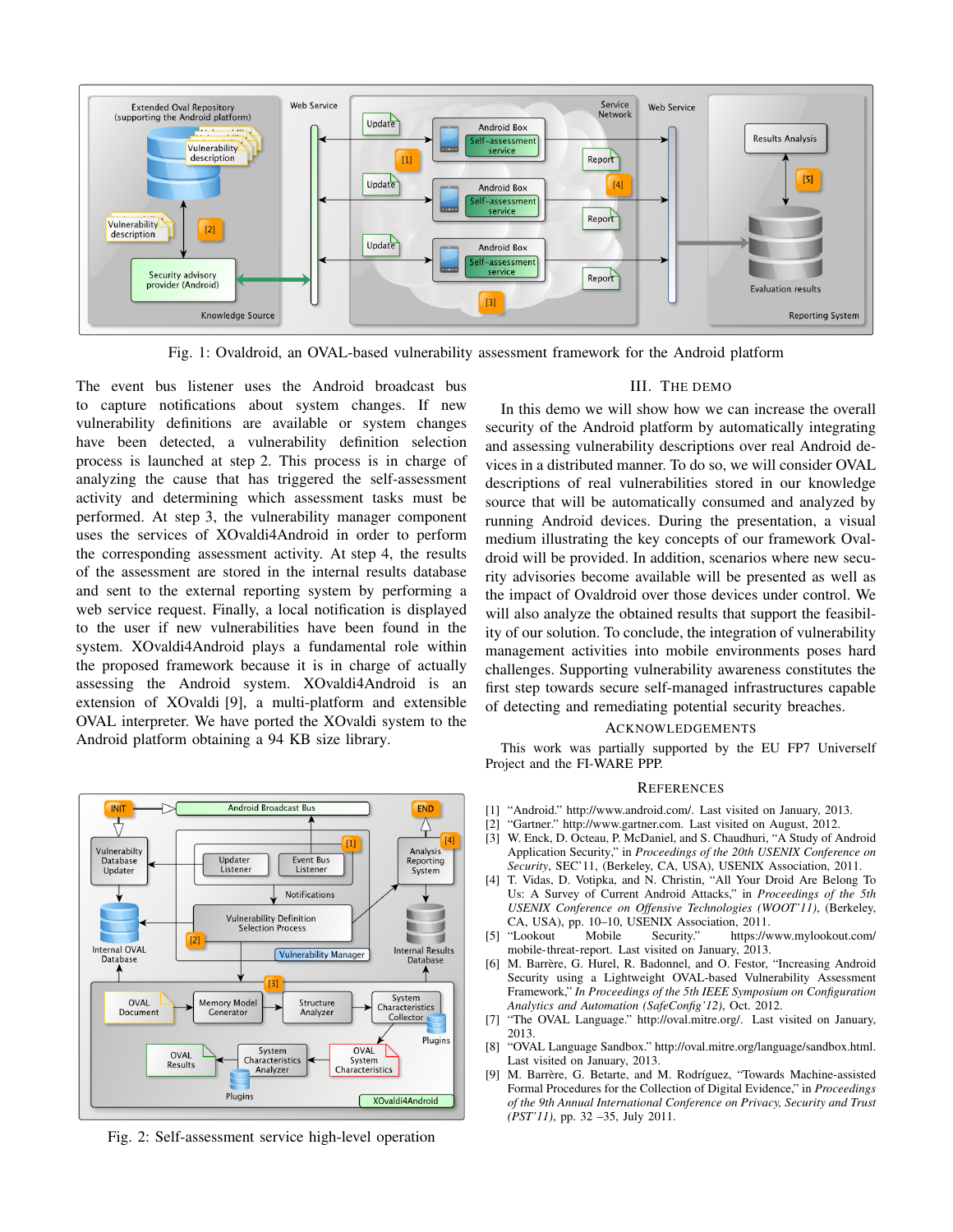Fig. 1: Ovaldroid, an OVAL-based vulnerability assessment framework for the Android platform

The event bus listener uses the Android broadcast bus to capture notifications about system changes. If new vulnerability definitions are available or system changes have been detected, a vulnerability definition selection process is launched at step 2. This process is in charge of analyzing the cause that has triggered the self-assessment activity and determining which assessment tasks must be performed. At step 3, the vulnerability manager component uses the services of XOvaldi4Android in order to perform the corresponding assessment activity. At step 4, the results of the assessment are stored in the internal results database and sent to the external reporting system by performing a web service request. Finally, a local notification is displayed to the user if new vulnerabilities have been found in the system. XOvaldi4Android plays a fundamental role within the proposed framework because it is in charge of actually assessing the Android system. XOvaldi4Android is an extension of XOvaldi [9], a multi-platform and extensible OVAL interpreter. We have ported the XOvaldi system to the Android platform obtaining a 94 KB size library.

Fig. 2: Self-assessment service high-level operation

## III. The Demo

In this demo we will show how we can increase the overall security of the Android platform by automatically integrating and assessing vulnerability descriptions over real Android devices in a distributed manner. To do so, we will consider OVAL descriptions of real vulnerabilities stored in our knowledge source that will be automatically consumed and analyzed by running Android devices. During the presentation, a visual medium illustrating the key concepts of our framework Ovaldroid will be provided. In addition, scenarios where new security advisories become available will be presented as well as the impact of Ovaldroid over those devices under control. We will also analyze the obtained results that support the feasibility of our solution. To conclude, the integration of vulnerability management activities into mobile environments poses hard challenges. Supporting vulnerability awareness constitutes the first step towards secure self-managed infrastructures capable of detecting and remediating potential security breaches.

## Acknowledgements

This work was partially supported by the EU FP7 Univerself Project and the FI-WARE PPP.

## References

[1] "Android." http://www.android.com/. Last visited on January, 2013.
[2] "Gartner." http://www.gartner.com. Last visited on August, 2012.
[3] W. Enck, D. Octeau, P. McDaniel, and S. Chaudhuri, "A Study of Android Application Security," in *Proceedings of the 20th USENIX Conference on Security*, SEC'11, (Berkeley, CA, USA), USENIX Association, 2011.
[4] T. Vidas, D. Votipka, and N. Christin, "All Your Droid Are Belong To Us: A Survey of Current Android Attacks," in *Proceedings of the 5th USENIX Conference on Offensive Technologies (WOOT'11)*, (Berkeley, CA, USA), pp. 10–10, USENIX Association, 2011.
[5] "Lookout Mobile Security." https://www.mylookout.com/mobile-threat-report. Last visited on January, 2013.
[6] M. Barrère, G. Hurel, R. Badonnel, and O. Festor, "Increasing Android Security using a Lightweight OVAL-based Vulnerability Assessment Framework," *In Proceedings of the 5th IEEE Symposium on Configuration Analytics and Automation (SafeConfig'12)*, Oct. 2012.
[7] "The OVAL Language." http://oval.mitre.org/. Last visited on January, 2013.
[8] "OVAL Language Sandbox." http://oval.mitre.org/language/sandbox.html. Last visited on January, 2013.
[9] M. Barrère, G. Betarte, and M. Rodríguez, "Towards Machine-assisted Formal Procedures for the Collection of Digital Evidence," in *Proceedings of the 9th Annual International Conference on Privacy, Security and Trust (PST'11)*, pp. 32 –35, July 2011.